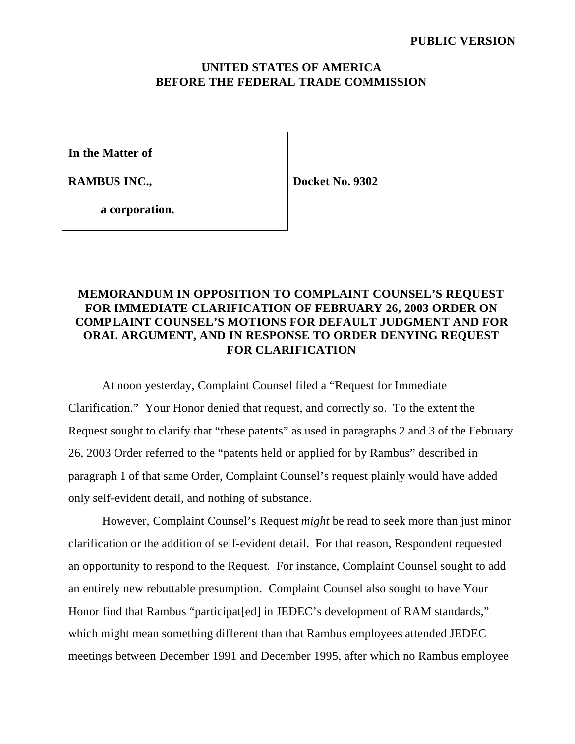**PUBLIC VERSION**

**UNITED STATES OF AMERICA**
**BEFORE THE FEDERAL TRADE COMMISSION**

| | |
|---|---|
| **In the Matter of** | |
| **RAMBUS INC.,** | **Docket No. 9302** |
| **a corporation.** | |

**MEMORANDUM IN OPPOSITION TO COMPLAINT COUNSEL'S REQUEST FOR IMMEDIATE CLARIFICATION OF FEBRUARY 26, 2003 ORDER ON COMPLAINT COUNSEL'S MOTIONS FOR DEFAULT JUDGMENT AND FOR ORAL ARGUMENT, AND IN RESPONSE TO ORDER DENYING REQUEST FOR CLARIFICATION**

At noon yesterday, Complaint Counsel filed a "Request for Immediate Clarification." Your Honor denied that request, and correctly so. To the extent the Request sought to clarify that "these patents" as used in paragraphs 2 and 3 of the February 26, 2003 Order referred to the "patents held or applied for by Rambus" described in paragraph 1 of that same Order, Complaint Counsel's request plainly would have added only self-evident detail, and nothing of substance.

However, Complaint Counsel's Request *might* be read to seek more than just minor clarification or the addition of self-evident detail. For that reason, Respondent requested an opportunity to respond to the Request. For instance, Complaint Counsel sought to add an entirely new rebuttable presumption. Complaint Counsel also sought to have Your Honor find that Rambus "participat[ed] in JEDEC's development of RAM standards," which might mean something different than that Rambus employees attended JEDEC meetings between December 1991 and December 1995, after which no Rambus employee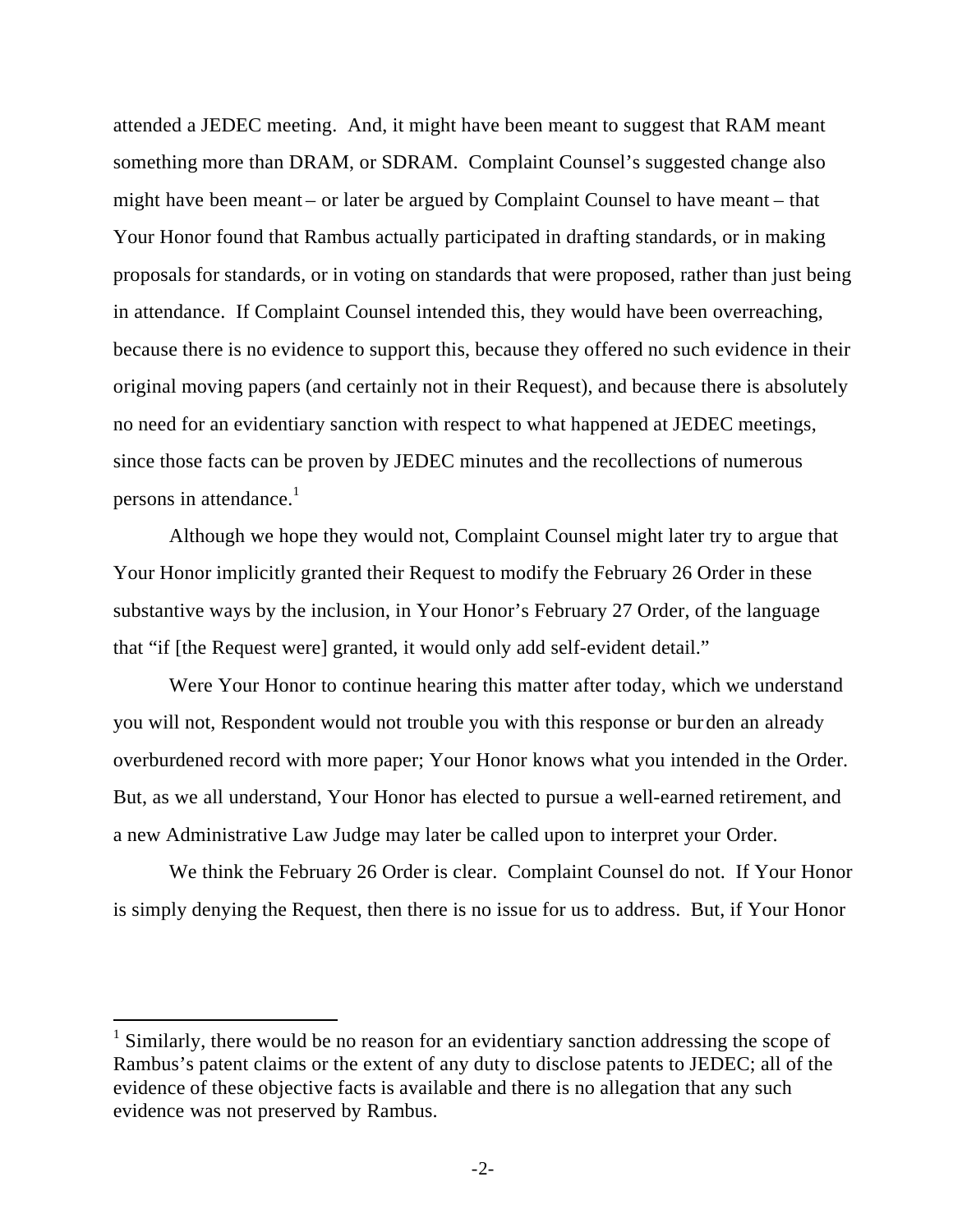attended a JEDEC meeting. And, it might have been meant to suggest that RAM meant something more than DRAM, or SDRAM. Complaint Counsel's suggested change also might have been meant – or later be argued by Complaint Counsel to have meant – that Your Honor found that Rambus actually participated in drafting standards, or in making proposals for standards, or in voting on standards that were proposed, rather than just being in attendance. If Complaint Counsel intended this, they would have been overreaching, because there is no evidence to support this, because they offered no such evidence in their original moving papers (and certainly not in their Request), and because there is absolutely no need for an evidentiary sanction with respect to what happened at JEDEC meetings, since those facts can be proven by JEDEC minutes and the recollections of numerous persons in attendance.[1]

Although we hope they would not, Complaint Counsel might later try to argue that Your Honor implicitly granted their Request to modify the February 26 Order in these substantive ways by the inclusion, in Your Honor's February 27 Order, of the language that "if [the Request were] granted, it would only add self-evident detail."

Were Your Honor to continue hearing this matter after today, which we understand you will not, Respondent would not trouble you with this response or burden an already overburdened record with more paper; Your Honor knows what you intended in the Order. But, as we all understand, Your Honor has elected to pursue a well-earned retirement, and a new Administrative Law Judge may later be called upon to interpret your Order.

We think the February 26 Order is clear. Complaint Counsel do not. If Your Honor is simply denying the Request, then there is no issue for us to address. But, if Your Honor

[1] Similarly, there would be no reason for an evidentiary sanction addressing the scope of Rambus's patent claims or the extent of any duty to disclose patents to JEDEC; all of the evidence of these objective facts is available and there is no allegation that any such evidence was not preserved by Rambus.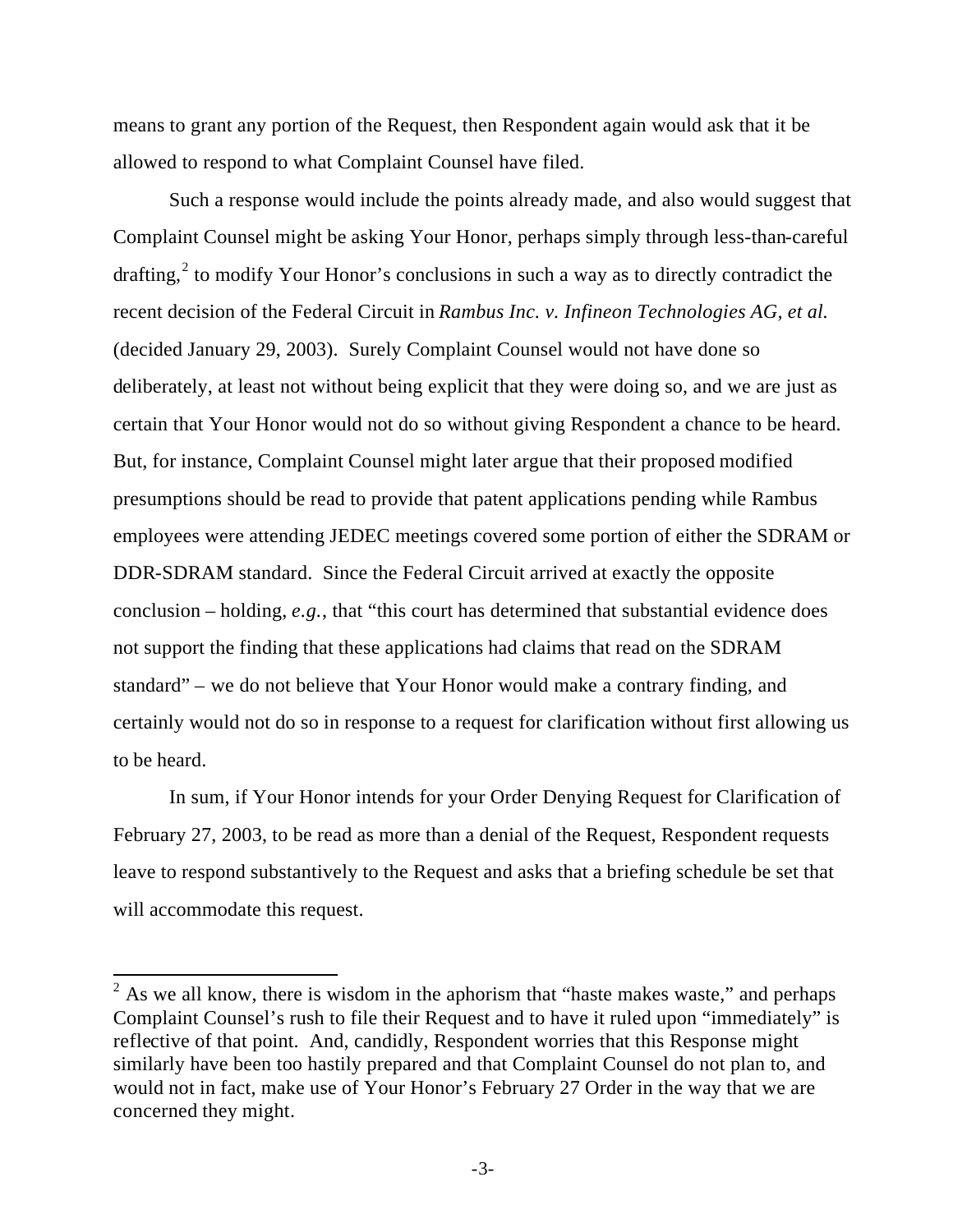means to grant any portion of the Request, then Respondent again would ask that it be allowed to respond to what Complaint Counsel have filed.

Such a response would include the points already made, and also would suggest that Complaint Counsel might be asking Your Honor, perhaps simply through less-than-careful drafting,[2] to modify Your Honor's conclusions in such a way as to directly contradict the recent decision of the Federal Circuit in *Rambus Inc. v. Infineon Technologies AG, et al.* (decided January 29, 2003). Surely Complaint Counsel would not have done so deliberately, at least not without being explicit that they were doing so, and we are just as certain that Your Honor would not do so without giving Respondent a chance to be heard. But, for instance, Complaint Counsel might later argue that their proposed modified presumptions should be read to provide that patent applications pending while Rambus employees were attending JEDEC meetings covered some portion of either the SDRAM or DDR-SDRAM standard. Since the Federal Circuit arrived at exactly the opposite conclusion – holding, *e.g.*, that "this court has determined that substantial evidence does not support the finding that these applications had claims that read on the SDRAM standard" – we do not believe that Your Honor would make a contrary finding, and certainly would not do so in response to a request for clarification without first allowing us to be heard.

In sum, if Your Honor intends for your Order Denying Request for Clarification of February 27, 2003, to be read as more than a denial of the Request, Respondent requests leave to respond substantively to the Request and asks that a briefing schedule be set that will accommodate this request.

---

[2] As we all know, there is wisdom in the aphorism that "haste makes waste," and perhaps Complaint Counsel's rush to file their Request and to have it ruled upon "immediately" is reflective of that point. And, candidly, Respondent worries that this Response might similarly have been too hastily prepared and that Complaint Counsel do not plan to, and would not in fact, make use of Your Honor's February 27 Order in the way that we are concerned they might.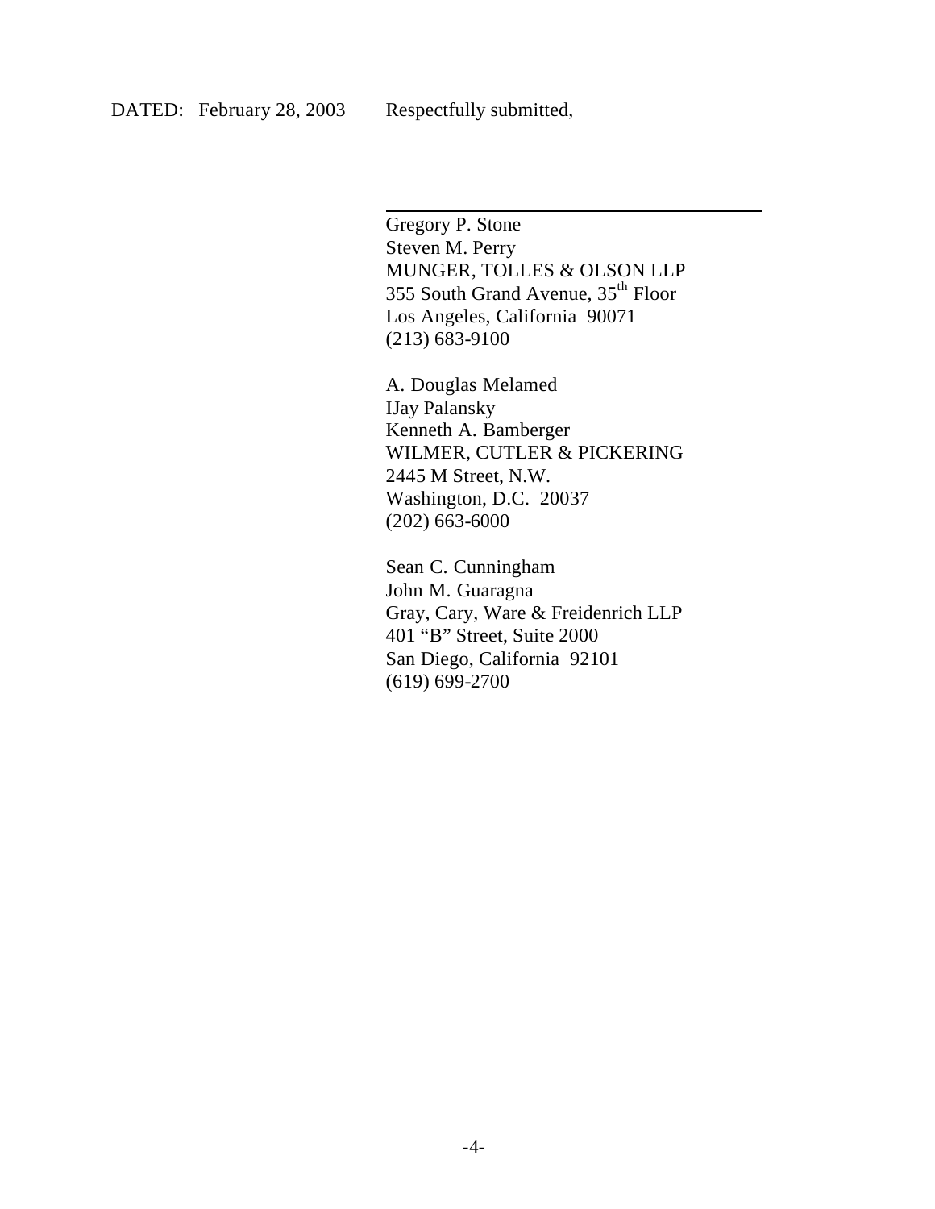DATED: February 28, 2003 Respectfully submitted,

\_\_\_\_\_\_\_\_\_\_\_\_\_\_\_\_\_\_\_\_\_\_\_\_\_\_\_\_\_\_\_\_\_\_\_\_

Gregory P. Stone
Steven M. Perry
MUNGER, TOLLES & OLSON LLP
355 South Grand Avenue, 35th Floor
Los Angeles, California 90071
(213) 683-9100

A. Douglas Melamed
IJay Palansky
Kenneth A. Bamberger
WILMER, CUTLER & PICKERING
2445 M Street, N.W.
Washington, D.C. 20037
(202) 663-6000

Sean C. Cunningham
John M. Guaragna
Gray, Cary, Ware & Freidenrich LLP
401 "B" Street, Suite 2000
San Diego, California 92101
(619) 699-2700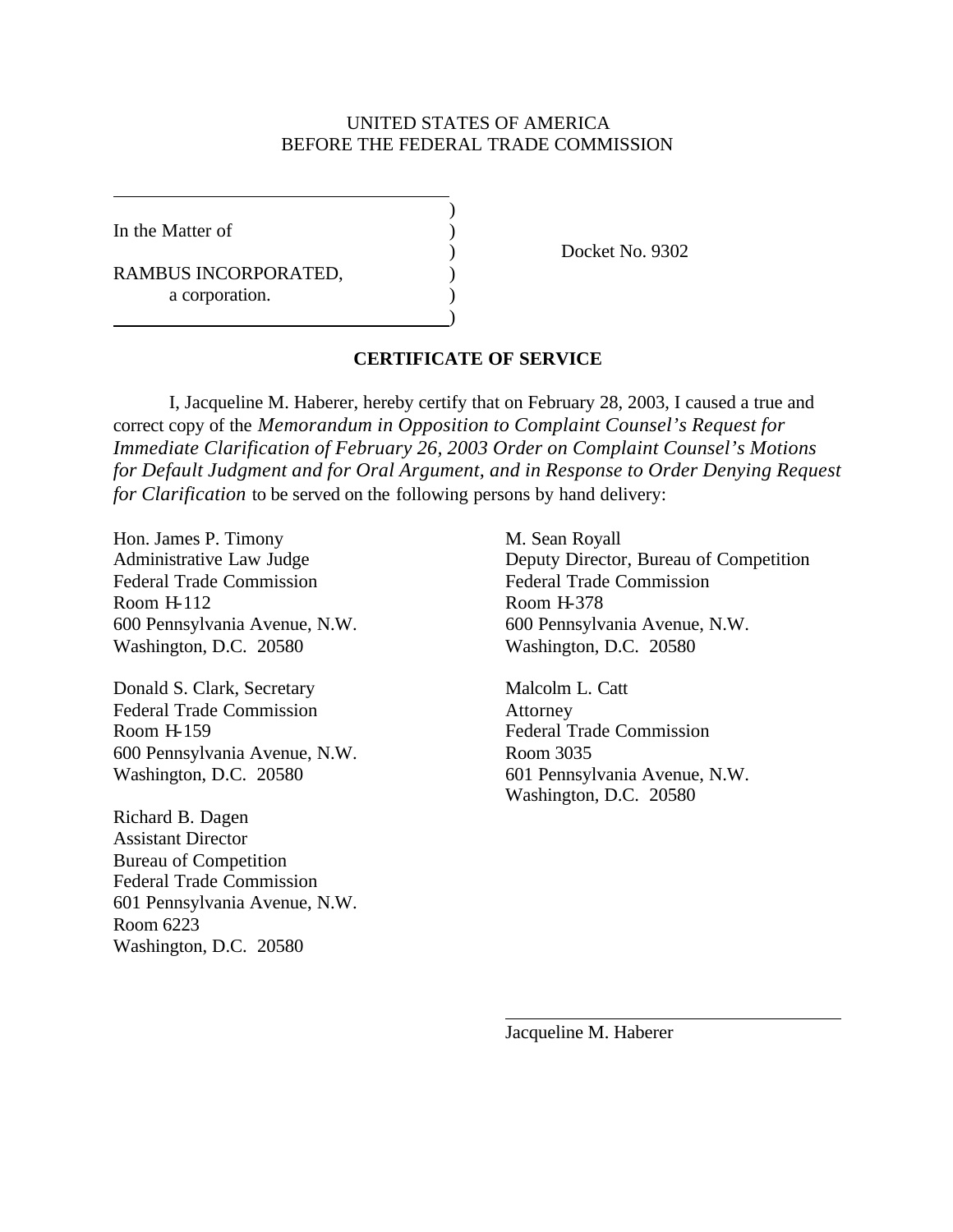UNITED STATES OF AMERICA
BEFORE THE FEDERAL TRADE COMMISSION

| | | |
|---|---|---|
| In the Matter of | ) | |
| | ) | Docket No. 9302 |
| RAMBUS INCORPORATED, a corporation. | ) | |

**CERTIFICATE OF SERVICE**

I, Jacqueline M. Haberer, hereby certify that on February 28, 2003, I caused a true and correct copy of the *Memorandum in Opposition to Complaint Counsel's Request for Immediate Clarification of February 26, 2003 Order on Complaint Counsel's Motions for Default Judgment and for Oral Argument, and in Response to Order Denying Request for Clarification* to be served on the following persons by hand delivery:

Hon. James P. Timony
Administrative Law Judge
Federal Trade Commission
Room H-112
600 Pennsylvania Avenue, N.W.
Washington, D.C. 20580

Donald S. Clark, Secretary
Federal Trade Commission
Room H-159
600 Pennsylvania Avenue, N.W.
Washington, D.C. 20580

Richard B. Dagen
Assistant Director
Bureau of Competition
Federal Trade Commission
601 Pennsylvania Avenue, N.W.
Room 6223
Washington, D.C. 20580

M. Sean Royall
Deputy Director, Bureau of Competition
Federal Trade Commission
Room H-378
600 Pennsylvania Avenue, N.W.
Washington, D.C. 20580

Malcolm L. Catt
Attorney
Federal Trade Commission
Room 3035
601 Pennsylvania Avenue, N.W.
Washington, D.C. 20580

Jacqueline M. Haberer